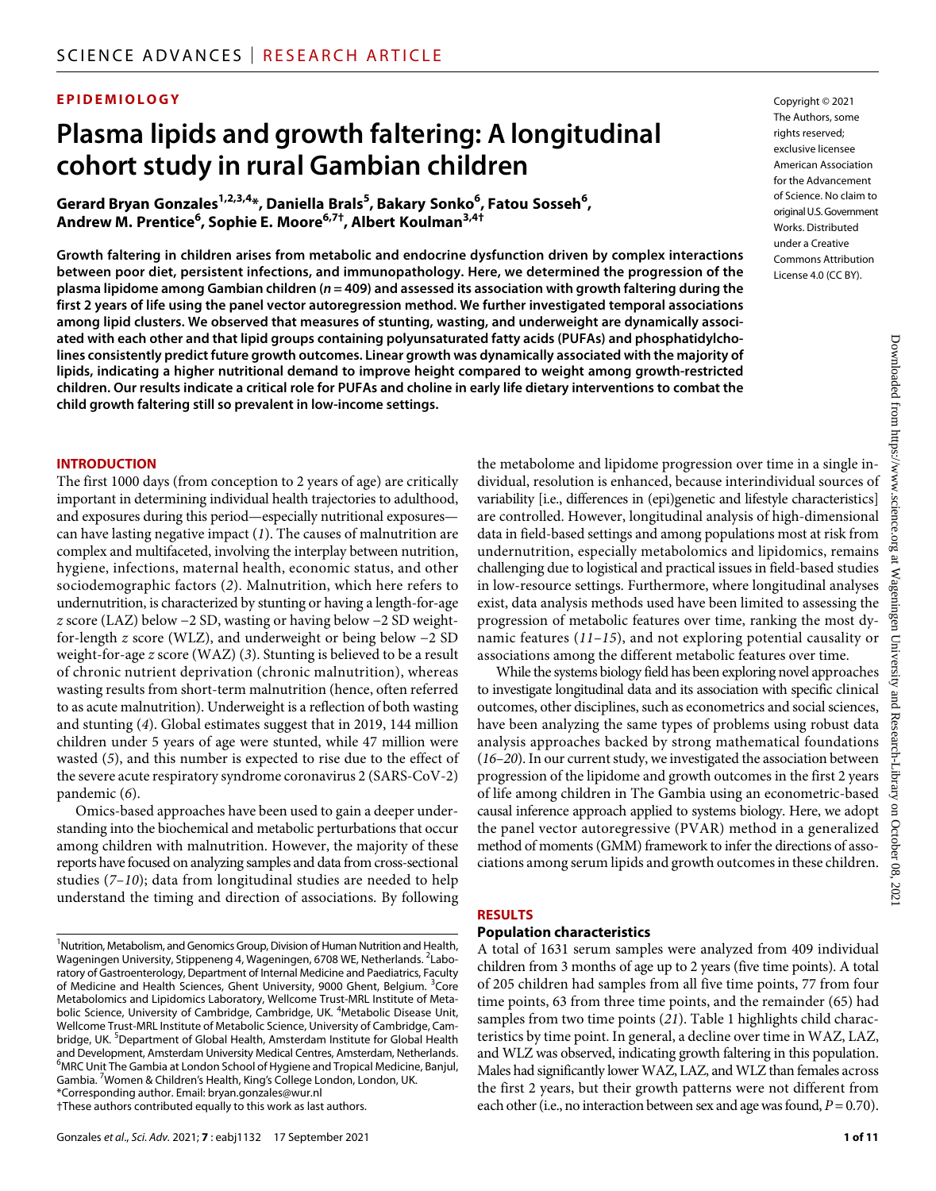EPIDEMIOLOGY

# Plasma lipids and growth faltering: A longitudinal cohort study in rural Gambian children

**Gerard Bryan Gonzales[1,2,3,4]*, Daniella Brals[5], Bakary Sonko[6], Fatou Sosseh[6], Andrew M. Prentice[6], Sophie E. Moore[6,7†], Albert Koulman[3,4†]**

Copyright © 2021 The Authors, some rights reserved; exclusive licensee American Association for the Advancement of Science. No claim to original U.S. Government Works. Distributed under a Creative Commons Attribution License 4.0 (CC BY).

**Growth faltering in children arises from metabolic and endocrine dysfunction driven by complex interactions between poor diet, persistent infections, and immunopathology. Here, we determined the progression of the plasma lipidome among Gambian children ($n = 409$) and assessed its association with growth faltering during the first 2 years of life using the panel vector autoregression method. We further investigated temporal associations among lipid clusters. We observed that measures of stunting, wasting, and underweight are dynamically associated with each other and that lipid groups containing polyunsaturated fatty acids (PUFAs) and phosphatidylcholines consistently predict future growth outcomes. Linear growth was dynamically associated with the majority of lipids, indicating a higher nutritional demand to improve height compared to weight among growth-restricted children. Our results indicate a critical role for PUFAs and choline in early life dietary interventions to combat the child growth faltering still so prevalent in low-income settings.**

## INTRODUCTION

The first 1000 days (from conception to 2 years of age) are critically important in determining individual health trajectories to adulthood, and exposures during this period—especially nutritional exposures—can have lasting negative impact (*1*). The causes of malnutrition are complex and multifaceted, involving the interplay between nutrition, hygiene, infections, maternal health, economic status, and other sociodemographic factors (*2*). Malnutrition, which here refers to undernutrition, is characterized by stunting or having a length-for-age *z* score (LAZ) below −2 SD, wasting or having below −2 SD weight-for-length *z* score (WLZ), and underweight or being below −2 SD weight-for-age *z* score (WAZ) (*3*). Stunting is believed to be a result of chronic nutrient deprivation (chronic malnutrition), whereas wasting results from short-term malnutrition (hence, often referred to as acute malnutrition). Underweight is a reflection of both wasting and stunting (*4*). Global estimates suggest that in 2019, 144 million children under 5 years of age were stunted, while 47 million were wasted (*5*), and this number is expected to rise due to the effect of the severe acute respiratory syndrome coronavirus 2 (SARS-CoV-2) pandemic (*6*).

Omics-based approaches have been used to gain a deeper understanding into the biochemical and metabolic perturbations that occur among children with malnutrition. However, the majority of these reports have focused on analyzing samples and data from cross-sectional studies (*7–10*); data from longitudinal studies are needed to help understand the timing and direction of associations. By following the metabolome and lipidome progression over time in a single individual, resolution is enhanced, because interindividual sources of variability [i.e., differences in (epi)genetic and lifestyle characteristics] are controlled. However, longitudinal analysis of high-dimensional data in field-based settings and among populations most at risk from undernutrition, especially metabolomics and lipidomics, remains challenging due to logistical and practical issues in field-based studies in low-resource settings. Furthermore, where longitudinal analyses exist, data analysis methods used have been limited to assessing the progression of metabolic features over time, ranking the most dynamic features (*11–15*), and not exploring potential causality or associations among the different metabolic features over time.

While the systems biology field has been exploring novel approaches to investigate longitudinal data and its association with specific clinical outcomes, other disciplines, such as econometrics and social sciences, have been analyzing the same types of problems using robust data analysis approaches backed by strong mathematical foundations (*16–20*). In our current study, we investigated the association between progression of the lipidome and growth outcomes in the first 2 years of life among children in The Gambia using an econometric-based causal inference approach applied to systems biology. Here, we adopt the panel vector autoregressive (PVAR) method in a generalized method of moments (GMM) framework to infer the directions of associations among serum lipids and growth outcomes in these children.

## RESULTS

### Population characteristics

A total of 1631 serum samples were analyzed from 409 individual children from 3 months of age up to 2 years (five time points). A total of 205 children had samples from all five time points, 77 from four time points, 63 from three time points, and the remainder (65) had samples from two time points (*21*). Table 1 highlights child characteristics by time point. In general, a decline over time in WAZ, LAZ, and WLZ was observed, indicating growth faltering in this population. Males had significantly lower WAZ, LAZ, and WLZ than females across the first 2 years, but their growth patterns were not different from each other (i.e., no interaction between sex and age was found, $P = 0.70$).

[1]Nutrition, Metabolism, and Genomics Group, Division of Human Nutrition and Health, Wageningen University, Stippeneng 4, Wageningen, 6708 WE, Netherlands. [2]Laboratory of Gastroenterology, Department of Internal Medicine and Paediatrics, Faculty of Medicine and Health Sciences, Ghent University, 9000 Ghent, Belgium. [3]Core Metabolomics and Lipidomics Laboratory, Wellcome Trust-MRL Institute of Metabolic Science, University of Cambridge, Cambridge, UK. [4]Metabolic Disease Unit, Wellcome Trust-MRL Institute of Metabolic Science, University of Cambridge, Cambridge, UK. [5]Department of Global Health, Amsterdam Institute for Global Health and Development, Amsterdam University Medical Centres, Amsterdam, Netherlands. [6]MRC Unit The Gambia at London School of Hygiene and Tropical Medicine, Banjul, Gambia. [7]Women & Children's Health, King's College London, London, UK.
*Corresponding author. Email: bryan.gonzales@wur.nl
†These authors contributed equally to this work as last authors.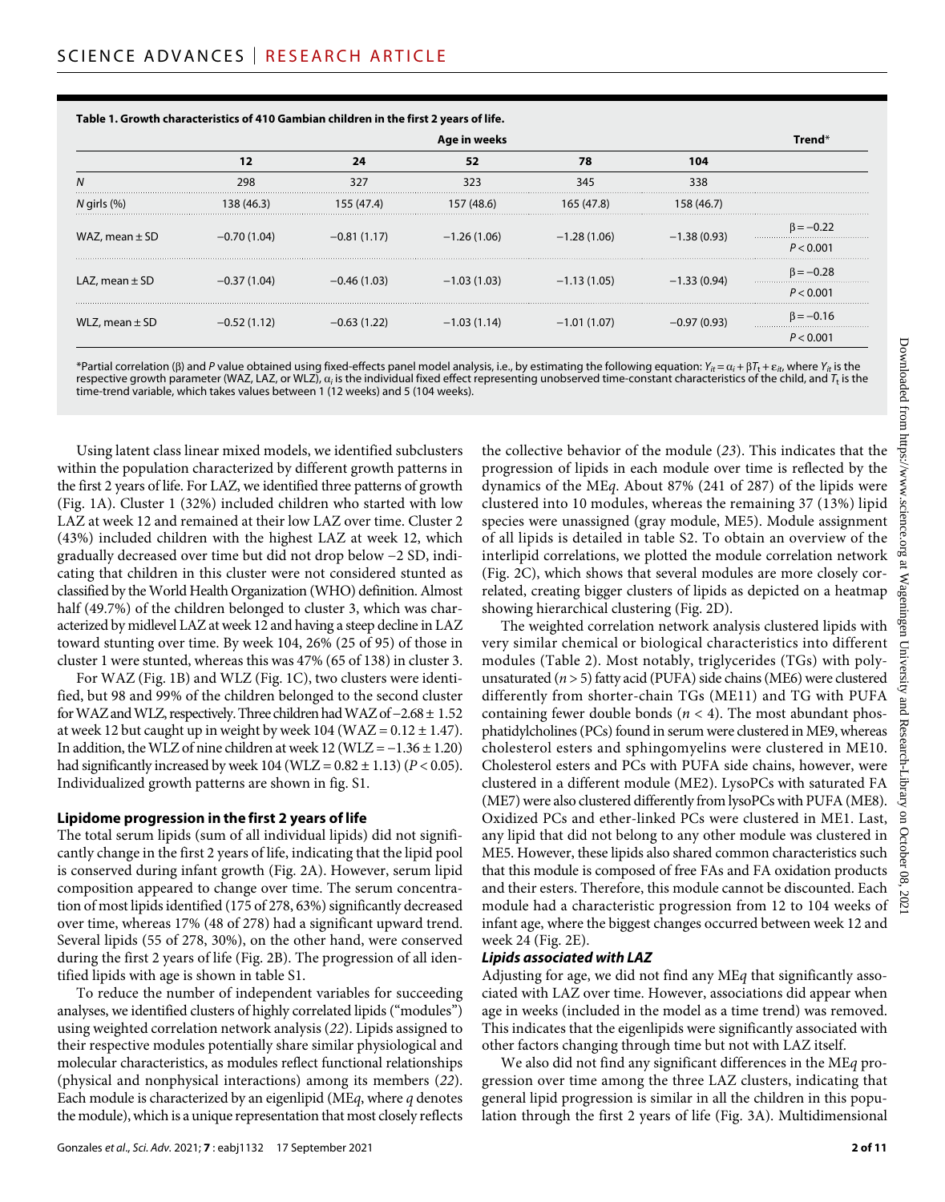**Table 1. Growth characteristics of 410 Gambian children in the first 2 years of life.**

| | Age in weeks | | | | | Trend* |
|---|---|---|---|---|---|---|
| | 12 | 24 | 52 | 78 | 104 | |
| $N$ | 298 | 327 | 323 | 345 | 338 | |
| $N$ girls (%) | 138 (46.3) | 155 (47.4) | 157 (48.6) | 165 (47.8) | 158 (46.7) | |
| WAZ, mean ± SD | −0.70 (1.04) | −0.81 (1.17) | −1.26 (1.06) | −1.28 (1.06) | −1.38 (0.93) | β = −0.22; $P < 0.001$ |
| LAZ, mean ± SD | −0.37 (1.04) | −0.46 (1.03) | −1.03 (1.03) | −1.13 (1.05) | −1.33 (0.94) | β = −0.28; $P < 0.001$ |
| WLZ, mean ± SD | −0.52 (1.12) | −0.63 (1.22) | −1.03 (1.14) | −1.01 (1.07) | −0.97 (0.93) | β = −0.16; $P < 0.001$ |

*Partial correlation (β) and $P$ value obtained using fixed-effects panel model analysis, i.e., by estimating the following equation: $Y_{it} = \alpha_i + \beta T_t + \varepsilon_{it}$, where $Y_{it}$ is the respective growth parameter (WAZ, LAZ, or WLZ), $\alpha_i$ is the individual fixed effect representing unobserved time-constant characteristics of the child, and $T_t$ is the time-trend variable, which takes values between 1 (12 weeks) and 5 (104 weeks).

Using latent class linear mixed models, we identified subclusters within the population characterized by different growth patterns in the first 2 years of life. For LAZ, we identified three patterns of growth (Fig. 1A). Cluster 1 (32%) included children who started with low LAZ at week 12 and remained at their low LAZ over time. Cluster 2 (43%) included children with the highest LAZ at week 12, which gradually decreased over time but did not drop below −2 SD, indicating that children in this cluster were not considered stunted as classified by the World Health Organization (WHO) definition. Almost half (49.7%) of the children belonged to cluster 3, which was characterized by midlevel LAZ at week 12 and having a steep decline in LAZ toward stunting over time. By week 104, 26% (25 of 95) of those in cluster 1 were stunted, whereas this was 47% (65 of 138) in cluster 3.

For WAZ (Fig. 1B) and WLZ (Fig. 1C), two clusters were identified, but 98 and 99% of the children belonged to the second cluster for WAZ and WLZ, respectively. Three children had WAZ of −2.68 ± 1.52 at week 12 but caught up in weight by week 104 (WAZ = 0.12 ± 1.47). In addition, the WLZ of nine children at week 12 (WLZ = −1.36 ± 1.20) had significantly increased by week 104 (WLZ = 0.82 ± 1.13) ($P < 0.05$). Individualized growth patterns are shown in fig. S1.

### Lipidome progression in the first 2 years of life

The total serum lipids (sum of all individual lipids) did not significantly change in the first 2 years of life, indicating that the lipid pool is conserved during infant growth (Fig. 2A). However, serum lipid composition appeared to change over time. The serum concentration of most lipids identified (175 of 278, 63%) significantly decreased over time, whereas 17% (48 of 278) had a significant upward trend. Several lipids (55 of 278, 30%), on the other hand, were conserved during the first 2 years of life (Fig. 2B). The progression of all identified lipids with age is shown in table S1.

To reduce the number of independent variables for succeeding analyses, we identified clusters of highly correlated lipids ("modules") using weighted correlation network analysis (*22*). Lipids assigned to their respective modules potentially share similar physiological and molecular characteristics, as modules reflect functional relationships (physical and nonphysical interactions) among its members (*22*). Each module is characterized by an eigenlipid (ME*q*, where *q* denotes the module), which is a unique representation that most closely reflects the collective behavior of the module (*23*). This indicates that the progression of lipids in each module over time is reflected by the dynamics of the ME*q*. About 87% (241 of 287) of the lipids were clustered into 10 modules, whereas the remaining 37 (13%) lipid species were unassigned (gray module, ME5). Module assignment of all lipids is detailed in table S2. To obtain an overview of the interlipid correlations, we plotted the module correlation network (Fig. 2C), which shows that several modules are more closely correlated, creating bigger clusters of lipids as depicted on a heatmap showing hierarchical clustering (Fig. 2D).

The weighted correlation network analysis clustered lipids with very similar chemical or biological characteristics into different modules (Table 2). Most notably, triglycerides (TGs) with polyunsaturated ($n > 5$) fatty acid (PUFA) side chains (ME6) were clustered differently from shorter-chain TGs (ME11) and TG with PUFA containing fewer double bonds ($n < 4$). The most abundant phosphatidylcholines (PCs) found in serum were clustered in ME9, whereas cholesterol esters and sphingomyelins were clustered in ME10. Cholesterol esters and PCs with PUFA side chains, however, were clustered in a different module (ME2). LysoPCs with saturated FA (ME7) were also clustered differently from lysoPCs with PUFA (ME8). Oxidized PCs and ether-linked PCs were clustered in ME1. Last, any lipid that did not belong to any other module was clustered in ME5. However, these lipids also shared common characteristics such that this module is composed of free FAs and FA oxidation products and their esters. Therefore, this module cannot be discounted. Each module had a characteristic progression from 12 to 104 weeks of infant age, where the biggest changes occurred between week 12 and week 24 (Fig. 2E).

#### *Lipids associated with LAZ*

Adjusting for age, we did not find any ME*q* that significantly associated with LAZ over time. However, associations did appear when age in weeks (included in the model as a time trend) was removed. This indicates that the eigenlipids were significantly associated with other factors changing through time but not with LAZ itself.

We also did not find any significant differences in the ME*q* progression over time among the three LAZ clusters, indicating that general lipid progression is similar in all the children in this population through the first 2 years of life (Fig. 3A). Multidimensional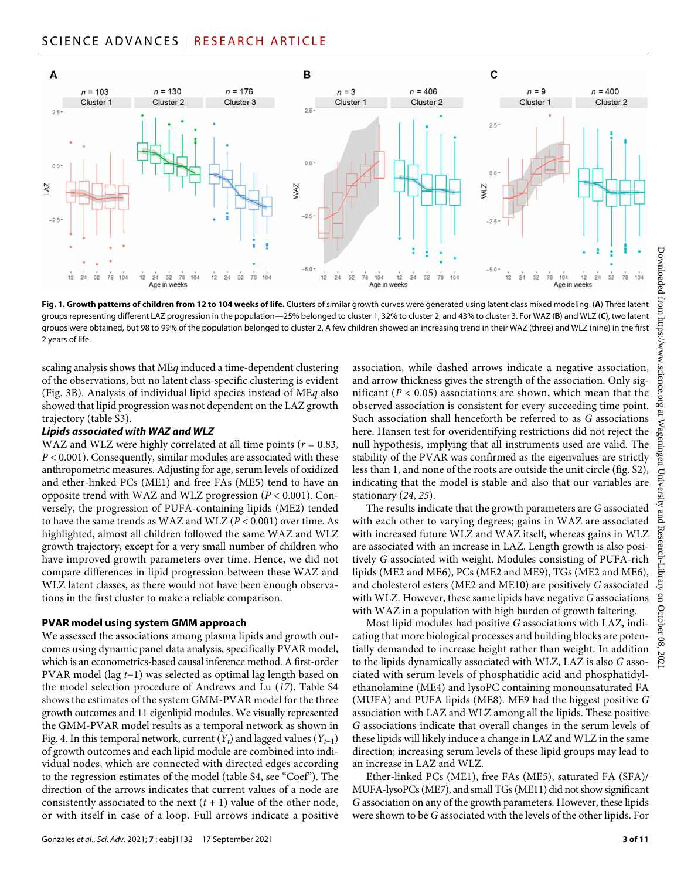**Fig. 1. Growth patterns of children from 12 to 104 weeks of life.** Clusters of similar growth curves were generated using latent class mixed modeling. (**A**) Three latent groups representing different LAZ progression in the population—25% belonged to cluster 1, 32% to cluster 2, and 43% to cluster 3. For WAZ (**B**) and WLZ (**C**), two latent groups were obtained, but 98 to 99% of the population belonged to cluster 2. A few children showed an increasing trend in their WAZ (three) and WLZ (nine) in the first 2 years of life.

scaling analysis shows that ME*q* induced a time-dependent clustering of the observations, but no latent class-specific clustering is evident (Fig. 3B). Analysis of individual lipid species instead of ME*q* also showed that lipid progression was not dependent on the LAZ growth trajectory (table S3).

### *Lipids associated with WAZ and WLZ*

WAZ and WLZ were highly correlated at all time points ($r = 0.83$, $P < 0.001$). Consequently, similar modules are associated with these anthropometric measures. Adjusting for age, serum levels of oxidized and ether-linked PCs (ME1) and free FAs (ME5) tend to have an opposite trend with WAZ and WLZ progression ($P < 0.001$). Conversely, the progression of PUFA-containing lipids (ME2) tended to have the same trends as WAZ and WLZ ($P < 0.001$) over time. As highlighted, almost all children followed the same WAZ and WLZ growth trajectory, except for a very small number of children who have improved growth parameters over time. Hence, we did not compare differences in lipid progression between these WAZ and WLZ latent classes, as there would not have been enough observations in the first cluster to make a reliable comparison.

## PVAR model using system GMM approach

We assessed the associations among plasma lipids and growth outcomes using dynamic panel data analysis, specifically PVAR model, which is an econometrics-based causal inference method. A first-order PVAR model (lag $t$−1) was selected as optimal lag length based on the model selection procedure of Andrews and Lu (*17*). Table S4 shows the estimates of the system GMM-PVAR model for the three growth outcomes and 11 eigenlipid modules. We visually represented the GMM-PVAR model results as a temporal network as shown in Fig. 4. In this temporal network, current ($Y_t$) and lagged values ($Y_{t-1}$) of growth outcomes and each lipid module are combined into individual nodes, which are connected with directed edges according to the regression estimates of the model (table S4, see "Coef"). The direction of the arrows indicates that current values of a node are consistently associated to the next ($t + 1$) value of the other node, or with itself in case of a loop. Full arrows indicate a positive association, while dashed arrows indicate a negative association, and arrow thickness gives the strength of the association. Only significant ($P < 0.05$) associations are shown, which mean that the observed association is consistent for every succeeding time point. Such association shall henceforth be referred to as *G* associations here. Hansen test for overidentifying restrictions did not reject the null hypothesis, implying that all instruments used are valid. The stability of the PVAR was confirmed as the eigenvalues are strictly less than 1, and none of the roots are outside the unit circle (fig. S2), indicating that the model is stable and also that our variables are stationary (*24*, *25*).

The results indicate that the growth parameters are *G* associated with each other to varying degrees; gains in WAZ are associated with increased future WLZ and WAZ itself, whereas gains in WLZ are associated with an increase in LAZ. Length growth is also positively *G* associated with weight. Modules consisting of PUFA-rich lipids (ME2 and ME6), PCs (ME2 and ME9), TGs (ME2 and ME6), and cholesterol esters (ME2 and ME10) are positively *G* associated with WLZ. However, these same lipids have negative *G* associations with WAZ in a population with high burden of growth faltering.

Most lipid modules had positive *G* associations with LAZ, indicating that more biological processes and building blocks are potentially demanded to increase height rather than weight. In addition to the lipids dynamically associated with WLZ, LAZ is also *G* associated with serum levels of phosphatidic acid and phosphatidylethanolamine (ME4) and lysoPC containing monounsaturated FA (MUFA) and PUFA lipids (ME8). ME9 had the biggest positive *G* association with LAZ and WLZ among all the lipids. These positive *G* associations indicate that overall changes in the serum levels of these lipids will likely induce a change in LAZ and WLZ in the same direction; increasing serum levels of these lipid groups may lead to an increase in LAZ and WLZ.

Ether-linked PCs (ME1), free FAs (ME5), saturated FA (SFA)/MUFA-lysoPCs (ME7), and small TGs (ME11) did not show significant *G* association on any of the growth parameters. However, these lipids were shown to be *G* associated with the levels of the other lipids. For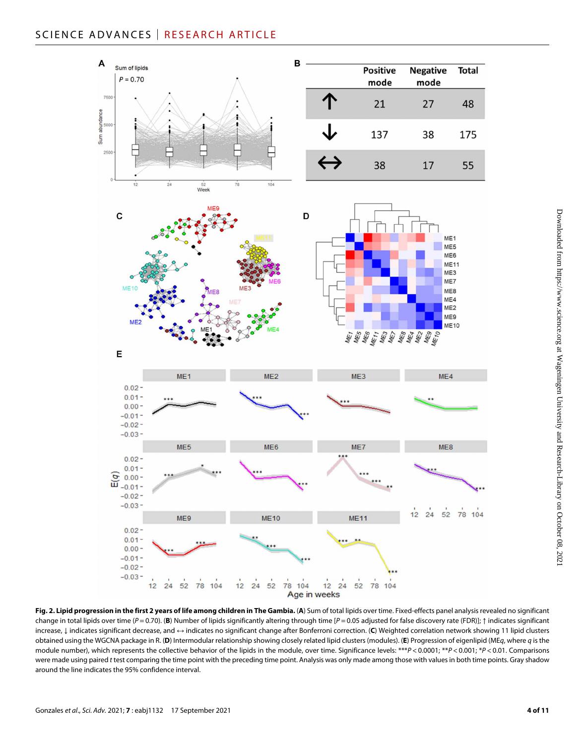| | Positive mode | Negative mode | Total |
|---|---|---|---|
| ↑ | 21 | 27 | 48 |
| ↓ | 137 | 38 | 175 |
| ↔ | 38 | 17 | 55 |

**Fig. 2. Lipid progression in the first 2 years of life among children in The Gambia.** (**A**) Sum of total lipids over time. Fixed-effects panel analysis revealed no significant change in total lipids over time ($P = 0.70$). (**B**) Number of lipids significantly altering through time [$P = 0.05$ adjusted for false discovery rate (FDR)]; ↑ indicates significant increase, ↓ indicates significant decrease, and ↔ indicates no significant change after Bonferroni correction. (**C**) Weighted correlation network showing 11 lipid clusters obtained using the WGCNA package in R. (**D**) Intermodular relationship showing closely related lipid clusters (modules). (**E**) Progression of eigenlipid (ME*q*, where *q* is the module number), which represents the collective behavior of the lipids in the module, over time. Significance levels: \*\*\*$P < 0.0001$; \*\*$P < 0.001$; \*$P < 0.01$. Comparisons were made using paired *t* test comparing the time point with the preceding time point. Analysis was only made among those with values in both time points. Gray shadow around the line indicates the 95% confidence interval.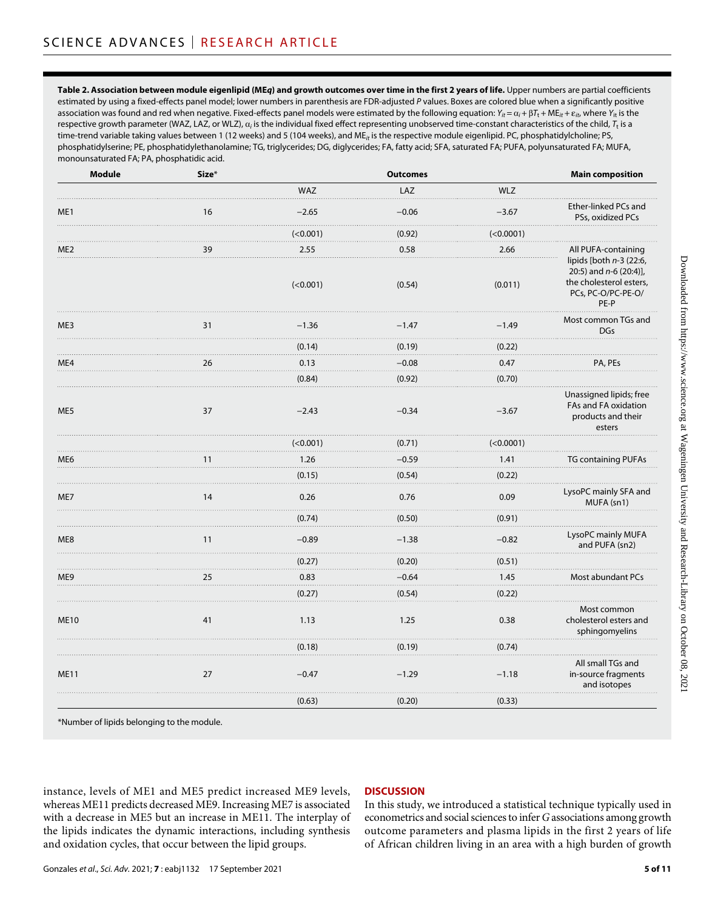**Table 2. Association between module eigenlipid (ME*q*) and growth outcomes over time in the first 2 years of life.** Upper numbers are partial coefficients estimated by using a fixed-effects panel model; lower numbers in parenthesis are FDR-adjusted *P* values. Boxes are colored blue when a significantly positive association was found and red when negative. Fixed-effects panel models were estimated by the following equation: $Y_{it} = \alpha_i + \beta T_t + ME_{it} + \varepsilon_{it}$, where $Y_{it}$ is the respective growth parameter (WAZ, LAZ, or WLZ), $\alpha_i$ is the individual fixed effect representing unobserved time-constant characteristics of the child, $T_t$ is a time-trend variable taking values between 1 (12 weeks) and 5 (104 weeks), and $ME_{it}$ is the respective module eigenlipid. PC, phosphatidylcholine; PS, phosphatidylserine; PE, phosphatidylethanolamine; TG, triglycerides; DG, diglycerides; FA, fatty acid; SFA, saturated FA; PUFA, polyunsaturated FA; MUFA, monounsaturated FA; PA, phosphatidic acid.

| Module | Size* | Outcomes | | | Main composition |
|---|---|---|---|---|---|
| | | WAZ | LAZ | WLZ | |
| ME1 | 16 | −2.65 | −0.06 | −3.67 | Ether-linked PCs and PSs, oxidized PCs |
| | | (<0.001) | (0.92) | (<0.0001) | |
| ME2 | 39 | 2.55 | 0.58 | 2.66 | All PUFA-containing lipids [both *n*-3 (22:6, 20:5) and *n*-6 (20:4)], the cholesterol esters, PCs, PC-O/PC-PE-O/PE-P |
| | | (<0.001) | (0.54) | (0.011) | |
| ME3 | 31 | −1.36 | −1.47 | −1.49 | Most common TGs and DGs |
| | | (0.14) | (0.19) | (0.22) | |
| ME4 | 26 | 0.13 | −0.08 | 0.47 | PA, PEs |
| | | (0.84) | (0.92) | (0.70) | |
| ME5 | 37 | −2.43 | −0.34 | −3.67 | Unassigned lipids; free FAs and FA oxidation products and their esters |
| | | (<0.001) | (0.71) | (<0.0001) | |
| ME6 | 11 | 1.26 | −0.59 | 1.41 | TG containing PUFAs |
| | | (0.15) | (0.54) | (0.22) | |
| ME7 | 14 | 0.26 | 0.76 | 0.09 | LysoPC mainly SFA and MUFA (sn1) |
| | | (0.74) | (0.50) | (0.91) | |
| ME8 | 11 | −0.89 | −1.38 | −0.82 | LysoPC mainly MUFA and PUFA (sn2) |
| | | (0.27) | (0.20) | (0.51) | |
| ME9 | 25 | 0.83 | −0.64 | 1.45 | Most abundant PCs |
| | | (0.27) | (0.54) | (0.22) | |
| ME10 | 41 | 1.13 | 1.25 | 0.38 | Most common cholesterol esters and sphingomyelins |
| | | (0.18) | (0.19) | (0.74) | |
| ME11 | 27 | −0.47 | −1.29 | −1.18 | All small TGs and in-source fragments and isotopes |
| | | (0.63) | (0.20) | (0.33) | |

*Number of lipids belonging to the module.

instance, levels of ME1 and ME5 predict increased ME9 levels, whereas ME11 predicts decreased ME9. Increasing ME7 is associated with a decrease in ME5 but an increase in ME11. The interplay of the lipids indicates the dynamic interactions, including synthesis and oxidation cycles, that occur between the lipid groups.

## DISCUSSION

In this study, we introduced a statistical technique typically used in econometrics and social sciences to infer *G* associations among growth outcome parameters and plasma lipids in the first 2 years of life of African children living in an area with a high burden of growth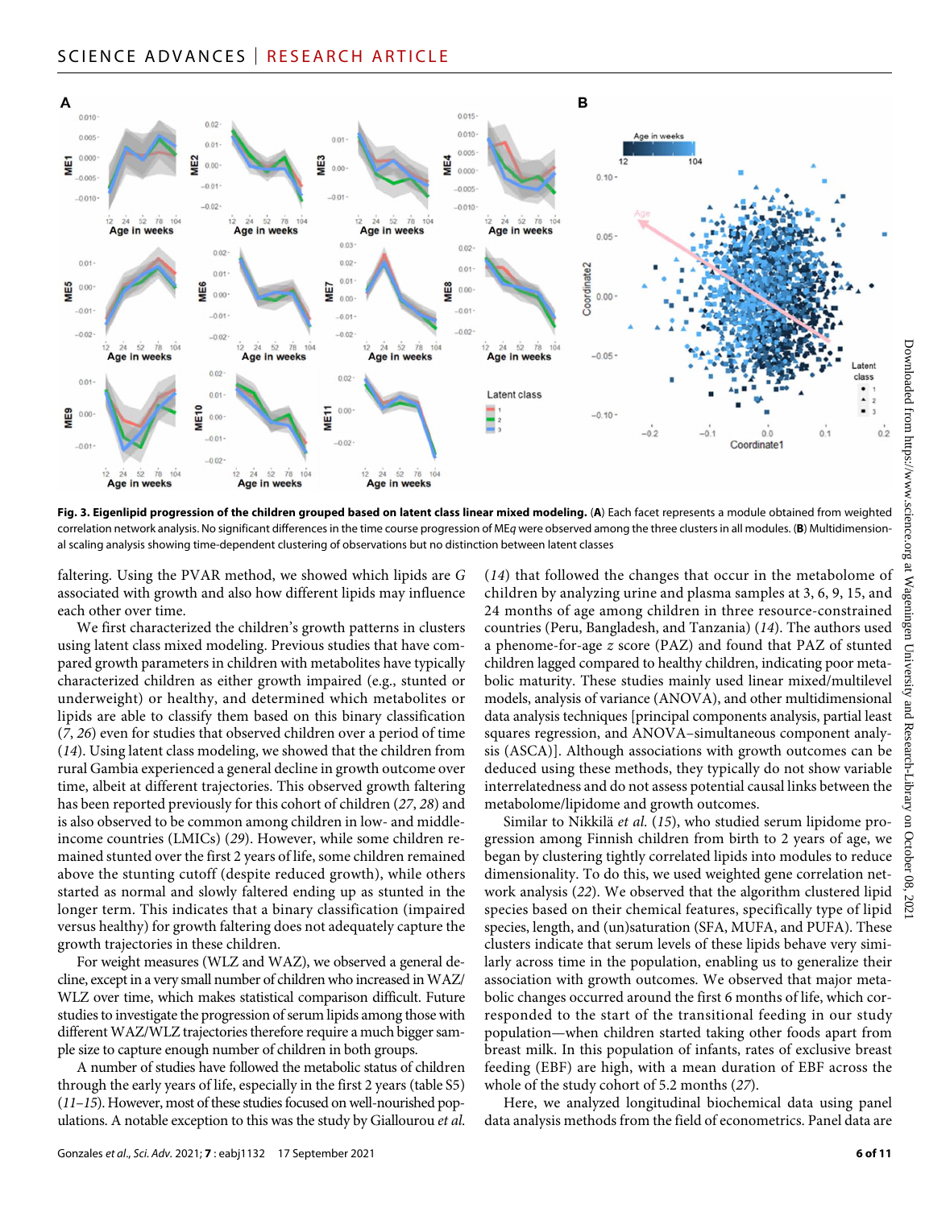**Fig. 3. Eigenlipid progression of the children grouped based on latent class linear mixed modeling.** (**A**) Each facet represents a module obtained from weighted correlation network analysis. No significant differences in the time course progression of ME*q* were observed among the three clusters in all modules. (**B**) Multidimensional scaling analysis showing time-dependent clustering of observations but no distinction between latent classes

faltering. Using the PVAR method, we showed which lipids are *G* associated with growth and also how different lipids may influence each other over time.

We first characterized the children's growth patterns in clusters using latent class mixed modeling. Previous studies that have compared growth parameters in children with metabolites have typically characterized children as either growth impaired (e.g., stunted or underweight) or healthy, and determined which metabolites or lipids are able to classify them based on this binary classification (*7*, *26*) even for studies that observed children over a period of time (*14*). Using latent class modeling, we showed that the children from rural Gambia experienced a general decline in growth outcome over time, albeit at different trajectories. This observed growth faltering has been reported previously for this cohort of children (*27*, *28*) and is also observed to be common among children in low- and middle-income countries (LMICs) (*29*). However, while some children remained stunted over the first 2 years of life, some children remained above the stunting cutoff (despite reduced growth), while others started as normal and slowly faltered ending up as stunted in the longer term. This indicates that a binary classification (impaired versus healthy) for growth faltering does not adequately capture the growth trajectories in these children.

For weight measures (WLZ and WAZ), we observed a general decline, except in a very small number of children who increased in WAZ/WLZ over time, which makes statistical comparison difficult. Future studies to investigate the progression of serum lipids among those with different WAZ/WLZ trajectories therefore require a much bigger sample size to capture enough number of children in both groups.

A number of studies have followed the metabolic status of children through the early years of life, especially in the first 2 years (table S5) (*11*–*15*). However, most of these studies focused on well-nourished populations. A notable exception to this was the study by Giallourou *et al.* (*14*) that followed the changes that occur in the metabolome of children by analyzing urine and plasma samples at 3, 6, 9, 15, and 24 months of age among children in three resource-constrained countries (Peru, Bangladesh, and Tanzania) (*14*). The authors used a phenome-for-age *z* score (PAZ) and found that PAZ of stunted children lagged compared to healthy children, indicating poor metabolic maturity. These studies mainly used linear mixed/multilevel models, analysis of variance (ANOVA), and other multidimensional data analysis techniques [principal components analysis, partial least squares regression, and ANOVA–simultaneous component analysis (ASCA)]. Although associations with growth outcomes can be deduced using these methods, they typically do not show variable interrelatedness and do not assess potential causal links between the metabolome/lipidome and growth outcomes.

Similar to Nikkilä *et al.* (*15*), who studied serum lipidome progression among Finnish children from birth to 2 years of age, we began by clustering tightly correlated lipids into modules to reduce dimensionality. To do this, we used weighted gene correlation network analysis (*22*). We observed that the algorithm clustered lipid species based on their chemical features, specifically type of lipid species, length, and (un)saturation (SFA, MUFA, and PUFA). These clusters indicate that serum levels of these lipids behave very similarly across time in the population, enabling us to generalize their association with growth outcomes. We observed that major metabolic changes occurred around the first 6 months of life, which corresponded to the start of the transitional feeding in our study population—when children started taking other foods apart from breast milk. In this population of infants, rates of exclusive breast feeding (EBF) are high, with a mean duration of EBF across the whole of the study cohort of 5.2 months (*27*).

Here, we analyzed longitudinal biochemical data using panel data analysis methods from the field of econometrics. Panel data are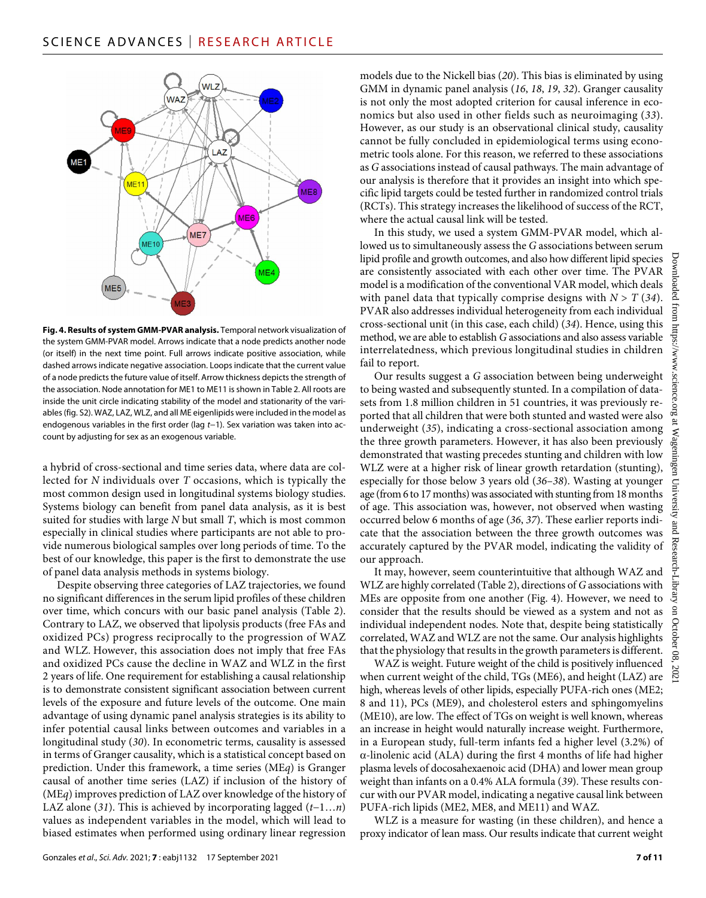**Fig. 4. Results of system GMM-PVAR analysis.** Temporal network visualization of the system GMM-PVAR model. Arrows indicate that a node predicts another node (or itself) in the next time point. Full arrows indicate positive association, while dashed arrows indicate negative association. Loops indicate that the current value of a node predicts the future value of itself. Arrow thickness depicts the strength of the association. Node annotation for ME1 to ME11 is shown in Table 2. All roots are inside the unit circle indicating stability of the model and stationarity of the variables (fig. S2). WAZ, LAZ, WLZ, and all ME eigenlipids were included in the model as endogenous variables in the first order (lag $t$−1). Sex variation was taken into account by adjusting for sex as an exogenous variable.

a hybrid of cross-sectional and time series data, where data are collected for $N$ individuals over $T$ occasions, which is typically the most common design used in longitudinal systems biology studies. Systems biology can benefit from panel data analysis, as it is best suited for studies with large $N$ but small $T$, which is most common especially in clinical studies where participants are not able to provide numerous biological samples over long periods of time. To the best of our knowledge, this paper is the first to demonstrate the use of panel data analysis methods in systems biology.

Despite observing three categories of LAZ trajectories, we found no significant differences in the serum lipid profiles of these children over time, which concurs with our basic panel analysis (Table 2). Contrary to LAZ, we observed that lipolysis products (free FAs and oxidized PCs) progress reciprocally to the progression of WAZ and WLZ. However, this association does not imply that free FAs and oxidized PCs cause the decline in WAZ and WLZ in the first 2 years of life. One requirement for establishing a causal relationship is to demonstrate consistent significant association between current levels of the exposure and future levels of the outcome. One main advantage of using dynamic panel analysis strategies is its ability to infer potential causal links between outcomes and variables in a longitudinal study (*30*). In econometric terms, causality is assessed in terms of Granger causality, which is a statistical concept based on prediction. Under this framework, a time series (ME$q$) is Granger causal of another time series (LAZ) if inclusion of the history of (ME$q$) improves prediction of LAZ over knowledge of the history of LAZ alone (*31*). This is achieved by incorporating lagged ($t$−1…$n$) values as independent variables in the model, which will lead to biased estimates when performed using ordinary linear regression models due to the Nickell bias (*20*). This bias is eliminated by using GMM in dynamic panel analysis (*16*, *18*, *19*, *32*). Granger causality is not only the most adopted criterion for causal inference in economics but also used in other fields such as neuroimaging (*33*). However, as our study is an observational clinical study, causality cannot be fully concluded in epidemiological terms using econometric tools alone. For this reason, we referred to these associations as *G* associations instead of causal pathways. The main advantage of our analysis is therefore that it provides an insight into which specific lipid targets could be tested further in randomized control trials (RCTs). This strategy increases the likelihood of success of the RCT, where the actual causal link will be tested.

In this study, we used a system GMM-PVAR model, which allowed us to simultaneously assess the *G* associations between serum lipid profile and growth outcomes, and also how different lipid species are consistently associated with each other over time. The PVAR model is a modification of the conventional VAR model, which deals with panel data that typically comprise designs with $N > T$ (*34*). PVAR also addresses individual heterogeneity from each individual cross-sectional unit (in this case, each child) (*34*). Hence, using this method, we are able to establish *G* associations and also assess variable interrelatedness, which previous longitudinal studies in children fail to report.

Our results suggest a *G* association between being underweight to being wasted and subsequently stunted. In a compilation of datasets from 1.8 million children in 51 countries, it was previously reported that all children that were both stunted and wasted were also underweight (*35*), indicating a cross-sectional association among the three growth parameters. However, it has also been previously demonstrated that wasting precedes stunting and children with low WLZ were at a higher risk of linear growth retardation (stunting), especially for those below 3 years old (*36*–*38*). Wasting at younger age (from 6 to 17 months) was associated with stunting from 18 months of age. This association was, however, not observed when wasting occurred below 6 months of age (*36*, *37*). These earlier reports indicate that the association between the three growth outcomes was accurately captured by the PVAR model, indicating the validity of our approach.

It may, however, seem counterintuitive that although WAZ and WLZ are highly correlated (Table 2), directions of *G* associations with MEs are opposite from one another (Fig. 4). However, we need to consider that the results should be viewed as a system and not as individual independent nodes. Note that, despite being statistically correlated, WAZ and WLZ are not the same. Our analysis highlights that the physiology that results in the growth parameters is different.

WAZ is weight. Future weight of the child is positively influenced when current weight of the child, TGs (ME6), and height (LAZ) are high, whereas levels of other lipids, especially PUFA-rich ones (ME2; 8 and 11), PCs (ME9), and cholesterol esters and sphingomyelins (ME10), are low. The effect of TGs on weight is well known, whereas an increase in height would naturally increase weight. Furthermore, in a European study, full-term infants fed a higher level (3.2%) of α-linolenic acid (ALA) during the first 4 months of life had higher plasma levels of docosahexaenoic acid (DHA) and lower mean group weight than infants on a 0.4% ALA formula (*39*). These results concur with our PVAR model, indicating a negative causal link between PUFA-rich lipids (ME2, ME8, and ME11) and WAZ.

WLZ is a measure for wasting (in these children), and hence a proxy indicator of lean mass. Our results indicate that current weight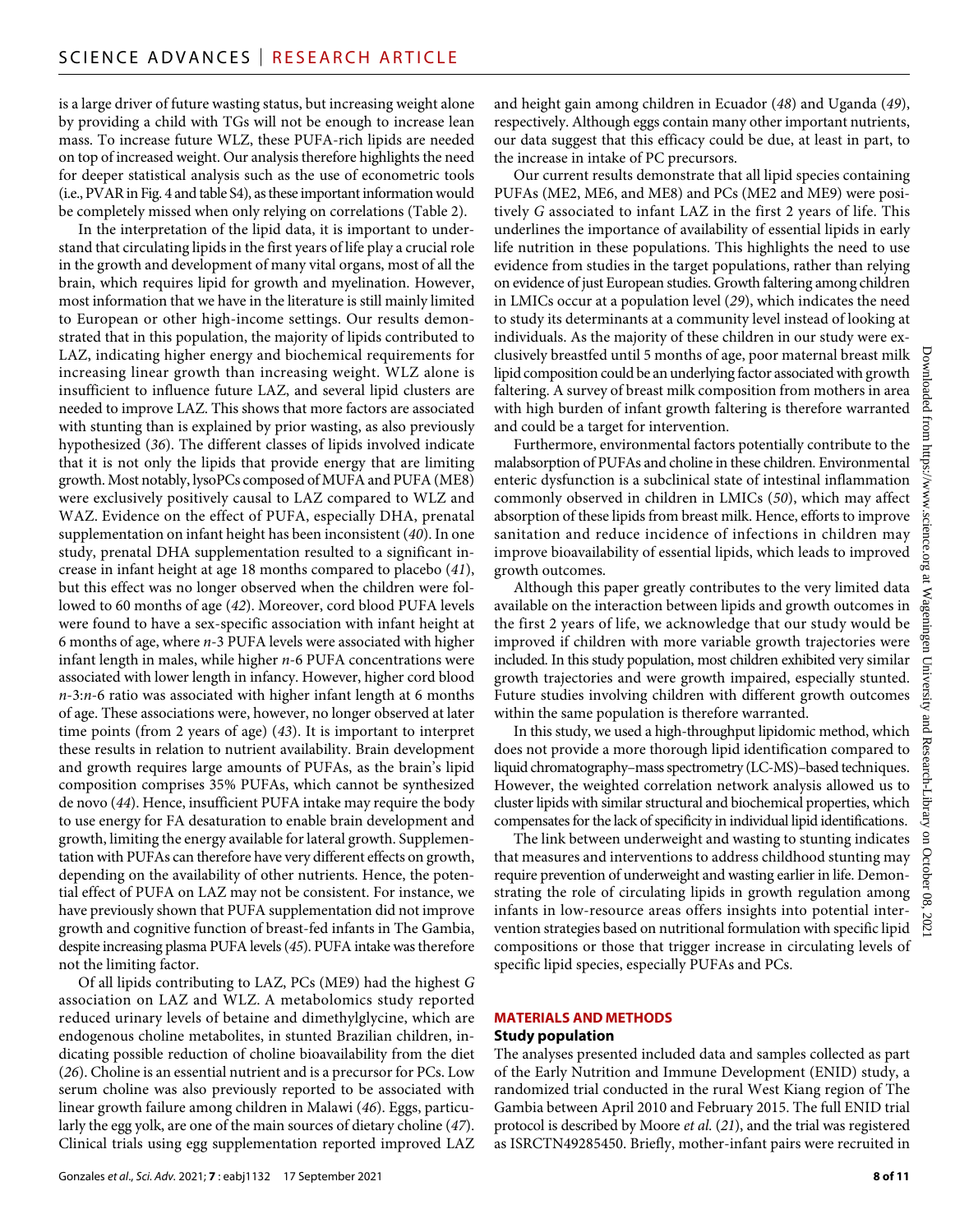is a large driver of future wasting status, but increasing weight alone by providing a child with TGs will not be enough to increase lean mass. To increase future WLZ, these PUFA-rich lipids are needed on top of increased weight. Our analysis therefore highlights the need for deeper statistical analysis such as the use of econometric tools (i.e., PVAR in Fig. 4 and table S4), as these important information would be completely missed when only relying on correlations (Table 2).

In the interpretation of the lipid data, it is important to understand that circulating lipids in the first years of life play a crucial role in the growth and development of many vital organs, most of all the brain, which requires lipid for growth and myelination. However, most information that we have in the literature is still mainly limited to European or other high-income settings. Our results demonstrated that in this population, the majority of lipids contributed to LAZ, indicating higher energy and biochemical requirements for increasing linear growth than increasing weight. WLZ alone is insufficient to influence future LAZ, and several lipid clusters are needed to improve LAZ. This shows that more factors are associated with stunting than is explained by prior wasting, as also previously hypothesized (*36*). The different classes of lipids involved indicate that it is not only the lipids that provide energy that are limiting growth. Most notably, lysoPCs composed of MUFA and PUFA (ME8) were exclusively positively causal to LAZ compared to WLZ and WAZ. Evidence on the effect of PUFA, especially DHA, prenatal supplementation on infant height has been inconsistent (*40*). In one study, prenatal DHA supplementation resulted to a significant increase in infant height at age 18 months compared to placebo (*41*), but this effect was no longer observed when the children were followed to 60 months of age (*42*). Moreover, cord blood PUFA levels were found to have a sex-specific association with infant height at 6 months of age, where *n*-3 PUFA levels were associated with higher infant length in males, while higher *n*-6 PUFA concentrations were associated with lower length in infancy. However, higher cord blood *n*-3:*n*-6 ratio was associated with higher infant length at 6 months of age. These associations were, however, no longer observed at later time points (from 2 years of age) (*43*). It is important to interpret these results in relation to nutrient availability. Brain development and growth requires large amounts of PUFAs, as the brain's lipid composition comprises 35% PUFAs, which cannot be synthesized de novo (*44*). Hence, insufficient PUFA intake may require the body to use energy for FA desaturation to enable brain development and growth, limiting the energy available for lateral growth. Supplementation with PUFAs can therefore have very different effects on growth, depending on the availability of other nutrients. Hence, the potential effect of PUFA on LAZ may not be consistent. For instance, we have previously shown that PUFA supplementation did not improve growth and cognitive function of breast-fed infants in The Gambia, despite increasing plasma PUFA levels (*45*). PUFA intake was therefore not the limiting factor.

Of all lipids contributing to LAZ, PCs (ME9) had the highest *G* association on LAZ and WLZ. A metabolomics study reported reduced urinary levels of betaine and dimethylglycine, which are endogenous choline metabolites, in stunted Brazilian children, indicating possible reduction of choline bioavailability from the diet (*26*). Choline is an essential nutrient and is a precursor for PCs. Low serum choline was also previously reported to be associated with linear growth failure among children in Malawi (*46*). Eggs, particularly the egg yolk, are one of the main sources of dietary choline (*47*). Clinical trials using egg supplementation reported improved LAZ and height gain among children in Ecuador (*48*) and Uganda (*49*), respectively. Although eggs contain many other important nutrients, our data suggest that this efficacy could be due, at least in part, to the increase in intake of PC precursors.

Our current results demonstrate that all lipid species containing PUFAs (ME2, ME6, and ME8) and PCs (ME2 and ME9) were positively *G* associated to infant LAZ in the first 2 years of life. This underlines the importance of availability of essential lipids in early life nutrition in these populations. This highlights the need to use evidence from studies in the target populations, rather than relying on evidence of just European studies. Growth faltering among children in LMICs occur at a population level (*29*), which indicates the need to study its determinants at a community level instead of looking at individuals. As the majority of these children in our study were exclusively breastfed until 5 months of age, poor maternal breast milk lipid composition could be an underlying factor associated with growth faltering. A survey of breast milk composition from mothers in area with high burden of infant growth faltering is therefore warranted and could be a target for intervention.

Furthermore, environmental factors potentially contribute to the malabsorption of PUFAs and choline in these children. Environmental enteric dysfunction is a subclinical state of intestinal inflammation commonly observed in children in LMICs (*50*), which may affect absorption of these lipids from breast milk. Hence, efforts to improve sanitation and reduce incidence of infections in children may improve bioavailability of essential lipids, which leads to improved growth outcomes.

Although this paper greatly contributes to the very limited data available on the interaction between lipids and growth outcomes in the first 2 years of life, we acknowledge that our study would be improved if children with more variable growth trajectories were included. In this study population, most children exhibited very similar growth trajectories and were growth impaired, especially stunted. Future studies involving children with different growth outcomes within the same population is therefore warranted.

In this study, we used a high-throughput lipidomic method, which does not provide a more thorough lipid identification compared to liquid chromatography–mass spectrometry (LC-MS)–based techniques. However, the weighted correlation network analysis allowed us to cluster lipids with similar structural and biochemical properties, which compensates for the lack of specificity in individual lipid identifications.

The link between underweight and wasting to stunting indicates that measures and interventions to address childhood stunting may require prevention of underweight and wasting earlier in life. Demonstrating the role of circulating lipids in growth regulation among infants in low-resource areas offers insights into potential intervention strategies based on nutritional formulation with specific lipid compositions or those that trigger increase in circulating levels of specific lipid species, especially PUFAs and PCs.

## MATERIALS AND METHODS

### Study population

The analyses presented included data and samples collected as part of the Early Nutrition and Immune Development (ENID) study, a randomized trial conducted in the rural West Kiang region of The Gambia between April 2010 and February 2015. The full ENID trial protocol is described by Moore *et al.* (*21*), and the trial was registered as ISRCTN49285450. Briefly, mother-infant pairs were recruited in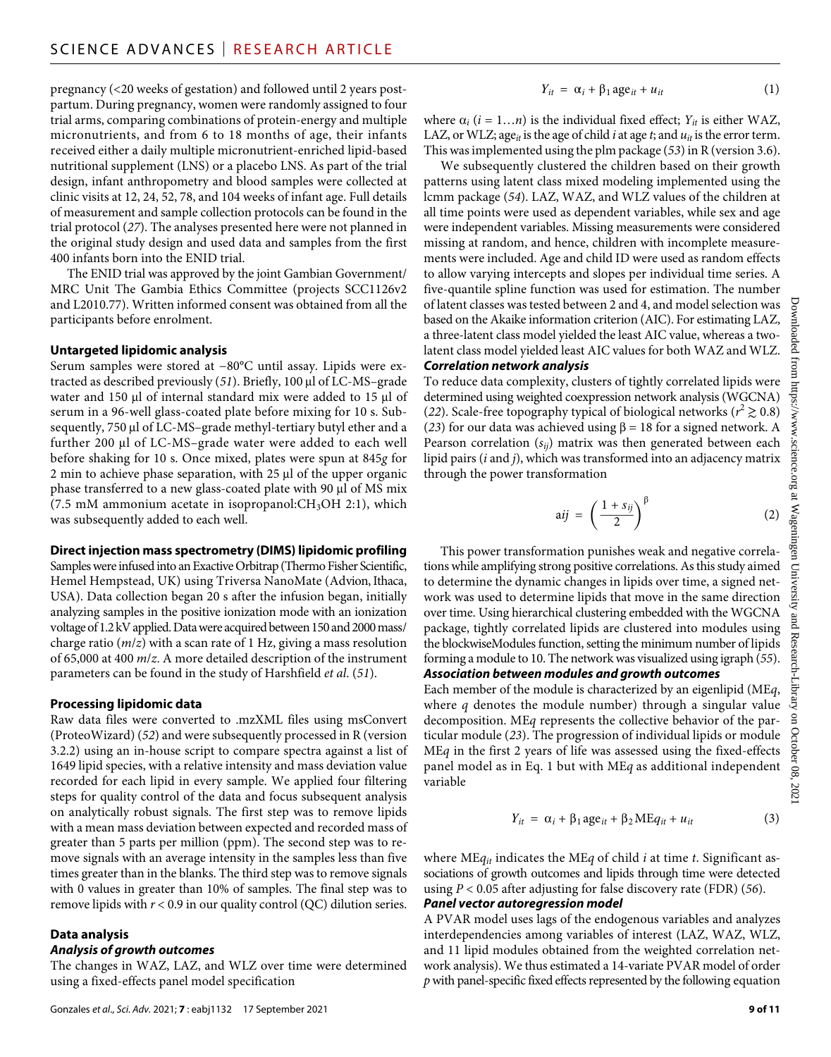pregnancy (<20 weeks of gestation) and followed until 2 years postpartum. During pregnancy, women were randomly assigned to four trial arms, comparing combinations of protein-energy and multiple micronutrients, and from 6 to 18 months of age, their infants received either a daily multiple micronutrient-enriched lipid-based nutritional supplement (LNS) or a placebo LNS. As part of the trial design, infant anthropometry and blood samples were collected at clinic visits at 12, 24, 52, 78, and 104 weeks of infant age. Full details of measurement and sample collection protocols can be found in the trial protocol (*27*). The analyses presented here were not planned in the original study design and used data and samples from the first 400 infants born into the ENID trial.

The ENID trial was approved by the joint Gambian Government/MRC Unit The Gambia Ethics Committee (projects SCC1126v2 and L2010.77). Written informed consent was obtained from all the participants before enrolment.

### Untargeted lipidomic analysis

Serum samples were stored at −80°C until assay. Lipids were extracted as described previously (*51*). Briefly, 100 μl of LC-MS–grade water and 150 μl of internal standard mix were added to 15 μl of serum in a 96-well glass-coated plate before mixing for 10 s. Subsequently, 750 μl of LC-MS–grade methyl-tertiary butyl ether and a further 200 μl of LC-MS–grade water were added to each well before shaking for 10 s. Once mixed, plates were spun at 845*g* for 2 min to achieve phase separation, with 25 μl of the upper organic phase transferred to a new glass-coated plate with 90 μl of MS mix (7.5 mM ammonium acetate in isopropanol:$CH_3OH$ 2:1), which was subsequently added to each well.

### Direct injection mass spectrometry (DIMS) lipidomic profiling

Samples were infused into an Exactive Orbitrap (Thermo Fisher Scientific, Hemel Hempstead, UK) using Triversa NanoMate (Advion, Ithaca, USA). Data collection began 20 s after the infusion began, initially analyzing samples in the positive ionization mode with an ionization voltage of 1.2 kV applied. Data were acquired between 150 and 2000 mass/charge ratio (*m*/*z*) with a scan rate of 1 Hz, giving a mass resolution of 65,000 at 400 *m*/*z*. A more detailed description of the instrument parameters can be found in the study of Harshfield *et al*. (*51*).

### Processing lipidomic data

Raw data files were converted to .mzXML files using msConvert (ProteoWizard) (*52*) and were subsequently processed in R (version 3.2.2) using an in-house script to compare spectra against a list of 1649 lipid species, with a relative intensity and mass deviation value recorded for each lipid in every sample. We applied four filtering steps for quality control of the data and focus subsequent analysis on analytically robust signals. The first step was to remove lipids with a mean mass deviation between expected and recorded mass of greater than 5 parts per million (ppm). The second step was to remove signals with an average intensity in the samples less than five times greater than in the blanks. The third step was to remove signals with 0 values in greater than 10% of samples. The final step was to remove lipids with $r < 0.9$ in our quality control (QC) dilution series.

### Data analysis

#### *Analysis of growth outcomes*

The changes in WAZ, LAZ, and WLZ over time were determined using a fixed-effects panel model specification

$$Y_{it} = \alpha_i + \beta_1 \, \mathrm{age}_{it} + u_{it} \tag{1}$$

where $\alpha_i$ ($i = 1\ldots n$) is the individual fixed effect; $Y_{it}$ is either WAZ, LAZ, or WLZ; $\mathrm{age}_{it}$ is the age of child *i* at age *t*; and $u_{it}$ is the error term. This was implemented using the plm package (*53*) in R (version 3.6).

We subsequently clustered the children based on their growth patterns using latent class mixed modeling implemented using the lcmm package (*54*). LAZ, WAZ, and WLZ values of the children at all time points were used as dependent variables, while sex and age were independent variables. Missing measurements were considered missing at random, and hence, children with incomplete measurements were included. Age and child ID were used as random effects to allow varying intercepts and slopes per individual time series. A five-quantile spline function was used for estimation. The number of latent classes was tested between 2 and 4, and model selection was based on the Akaike information criterion (AIC). For estimating LAZ, a three-latent class model yielded the least AIC value, whereas a two-latent class model yielded least AIC values for both WAZ and WLZ.

#### *Correlation network analysis*

To reduce data complexity, clusters of tightly correlated lipids were determined using weighted coexpression network analysis (WGCNA) (*22*). Scale-free topography typical of biological networks ($r^2 \gtrsim 0.8$) (*23*) for our data was achieved using $\beta = 18$ for a signed network. A Pearson correlation ($s_{ij}$) matrix was then generated between each lipid pairs (*i* and *j*), which was transformed into an adjacency matrix through the power transformation

$$a_{ij} = \left(\frac{1 + s_{ij}}{2}\right)^{\beta} \tag{2}$$

This power transformation punishes weak and negative correlations while amplifying strong positive correlations. As this study aimed to determine the dynamic changes in lipids over time, a signed network was used to determine lipids that move in the same direction over time. Using hierarchical clustering embedded with the WGCNA package, tightly correlated lipids are clustered into modules using the blockwiseModules function, setting the minimum number of lipids forming a module to 10. The network was visualized using igraph (*55*).

#### *Association between modules and growth outcomes*

Each member of the module is characterized by an eigenlipid (ME*q*, where *q* denotes the module number) through a singular value decomposition. ME*q* represents the collective behavior of the particular module (*23*). The progression of individual lipids or module ME*q* in the first 2 years of life was assessed using the fixed-effects panel model as in Eq. 1 but with ME*q* as additional independent variable

$$Y_{it} = \alpha_i + \beta_1 \, \mathrm{age}_{it} + \beta_2 \, \mathrm{ME}q_{it} + u_{it} \tag{3}$$

where $\mathrm{ME}q_{it}$ indicates the ME*q* of child *i* at time *t*. Significant associations of growth outcomes and lipids through time were detected using $P < 0.05$ after adjusting for false discovery rate (FDR) (*56*).

#### *Panel vector autoregression model*

A PVAR model uses lags of the endogenous variables and analyzes interdependencies among variables of interest (LAZ, WAZ, WLZ, and 11 lipid modules obtained from the weighted correlation network analysis). We thus estimated a 14-variate PVAR model of order *p* with panel-specific fixed effects represented by the following equation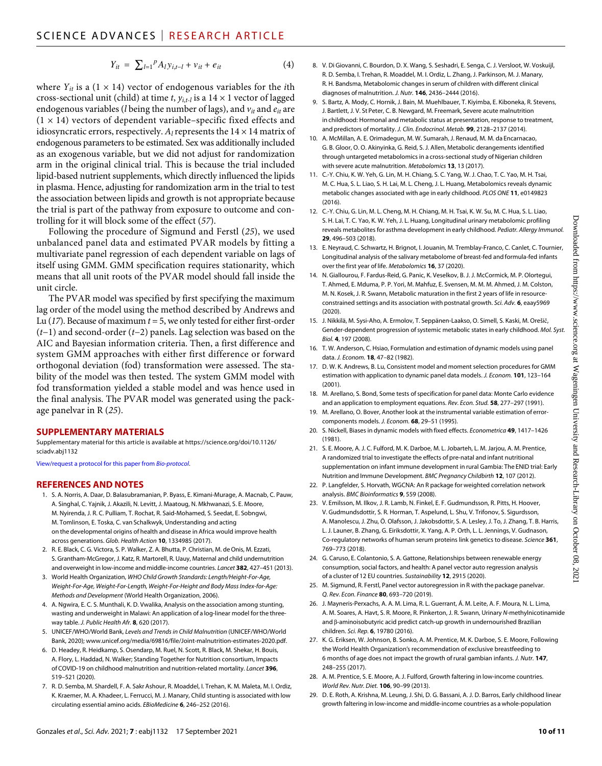$$Y_{it} = \sum_{l=1}^{p} A_l y_{i,t-l} + v_{it} + e_{it} \quad (4)$$

where $Y_{it}$ is a $(1 \times 14)$ vector of endogenous variables for the $i$th cross-sectional unit (child) at time $t$, $y_{i,t-l}$ is a $14 \times 1$ vector of lagged endogenous variables ($l$ being the number of lags), and $v_{it}$ and $e_{it}$ are $(1 \times 14)$ vectors of dependent variable–specific fixed effects and idiosyncratic errors, respectively. $A_l$ represents the $14 \times 14$ matrix of endogenous parameters to be estimated. Sex was additionally included as an exogenous variable, but we did not adjust for randomization arm in the original clinical trial. This is because the trial included lipid-based nutrient supplements, which directly influenced the lipids in plasma. Hence, adjusting for randomization arm in the trial to test the association between lipids and growth is not appropriate because the trial is part of the pathway from exposure to outcome and controlling for it will block some of the effect (*57*).

Following the procedure of Sigmund and Ferstl (*25*), we used unbalanced panel data and estimated PVAR models by fitting a multivariate panel regression of each dependent variable on lags of itself using GMM. GMM specification requires stationarity, which means that all unit roots of the PVAR model should fall inside the unit circle.

The PVAR model was specified by first specifying the maximum lag order of the model using the method described by Andrews and Lu (*17*). Because of maximum $t = 5$, we only tested for either first-order ($t$–1) and second-order ($t$–2) panels. Lag selection was based on the AIC and Bayesian information criteria. Then, a first difference and system GMM approaches with either first difference or forward orthogonal deviation (fod) transformation were assessed. The stability of the model was then tested. The system GMM model with fod transformation yielded a stable model and was hence used in the final analysis. The PVAR model was generated using the package panelvar in R (*25*).

## SUPPLEMENTARY MATERIALS

Supplementary material for this article is available at https://science.org/doi/10.1126/sciadv.abj1132

View/request a protocol for this paper from *Bio-protocol*.

## REFERENCES AND NOTES

1. S. A. Norris, A. Daar, D. Balasubramanian, P. Byass, E. Kimani-Murage, A. Macnab, C. Pauw, A. Singhal, C. Yajnik, J. Akazili, N. Levitt, J. Maatoug, N. Mkhwanazi, S. E. Moore, M. Nyirenda, J. R. C. Pulliam, T. Rochat, R. Said-Mohamed, S. Seedat, E. Sobngwi, M. Tomlinson, E. Toska, C. van Schalkwyk, Understanding and acting on the developmental origins of health and disease in Africa would improve health across generations. *Glob. Health Action* **10**, 1334985 (2017).
2. R. E. Black, C. G. Victora, S. P. Walker, Z. A. Bhutta, P. Christian, M. de Onis, M. Ezzati, S. Grantham-McGregor, J. Katz, R. Martorell, R. Uauy, Maternal and child undernutrition and overweight in low-income and middle-income countries. *Lancet* **382**, 427–451 (2013).
3. World Health Organization, *WHO Child Growth Standards: Length/Height-For-Age, Weight-For-Age, Weight-For-Length, Weight-For-Height and Body Mass Index-for-Age: Methods and Development* (World Health Organization, 2006).
4. A. Ngwira, E. C. S. Munthali, K. D. Vwalika, Analysis on the association among stunting, wasting and underweight in Malawi: An application of a log-linear model for the three-way table. *J. Public Health Afr.* **8**, 620 (2017).
5. UNICEF/WHO/World Bank, *Levels and Trends in Child Malnutrition* (UNICEF/WHO/World Bank, 2020); www.unicef.org/media/69816/file/Joint-malnutrition-estimates-2020.pdf.
6. D. Headey, R. Heidkamp, S. Osendarp, M. Ruel, N. Scott, R. Black, M. Shekar, H. Bouis, A. Flory, L. Haddad, N. Walker; Standing Together for Nutrition consortium, Impacts of COVID-19 on childhood malnutrition and nutrition-related mortality. *Lancet* **396**, 519–521 (2020).
7. R. D. Semba, M. Shardell, F. A. Sakr Ashour, R. Moaddel, I. Trehan, K. M. Maleta, M. I. Ordiz, K. Kraemer, M. A. Khadeer, L. Ferrucci, M. J. Manary, Child stunting is associated with low circulating essential amino acids. *EBioMedicine* **6**, 246–252 (2016).
8. V. Di Giovanni, C. Bourdon, D. X. Wang, S. Seshadri, E. Senga, C. J. Versloot, W. Voskuijl, R. D. Semba, I. Trehan, R. Moaddel, M. I. Ordiz, L. Zhang, J. Parkinson, M. J. Manary, R. H. Bandsma, Metabolomic changes in serum of children with different clinical diagnoses of malnutrition. *J. Nutr.* **146**, 2436–2444 (2016).
9. S. Bartz, A. Mody, C. Hornik, J. Bain, M. Muehlbauer, T. Kiyimba, E. Kiboneka, R. Stevens, J. Bartlett, J. V. St Peter, C. B. Newgard, M. Freemark, Severe acute malnutrition in childhood: Hormonal and metabolic status at presentation, response to treatment, and predictors of mortality. *J. Clin. Endocrinol. Metab.* **99**, 2128–2137 (2014).
10. A. McMillan, A. E. Orimadegun, M. W. Sumarah, J. Renaud, M. M. da Encarnacao, G. B. Gloor, O. O. Akinyinka, G. Reid, S. J. Allen, Metabolic derangements identified through untargeted metabolomics in a cross-sectional study of Nigerian children with severe acute malnutrition. *Metabolomics* **13**, 13 (2017).
11. C.-Y. Chiu, K. W. Yeh, G. Lin, M. H. Chiang, S. C. Yang, W. J. Chao, T. C. Yao, M. H. Tsai, M. C. Hua, S. L. Liao, S. H. Lai, M. L. Cheng, J. L. Huang, Metabolomics reveals dynamic metabolic changes associated with age in early childhood. *PLOS ONE* **11**, e0149823 (2016).
12. C.-Y. Chiu, G. Lin, M. L. Cheng, M. H. Chiang, M. H. Tsai, K. W. Su, M. C. Hua, S. L. Liao, S. H. Lai, T. C. Yao, K. W. Yeh, J. L. Huang, Longitudinal urinary metabolomic profiling reveals metabolites for asthma development in early childhood. *Pediatr. Allergy Immunol.* **29**, 496–503 (2018).
13. E. Neyraud, C. Schwartz, H. Brignot, I. Jouanin, M. Tremblay-Franco, C. Canlet, C. Tournier, Longitudinal analysis of the salivary metabolome of breast-fed and formula-fed infants over the first year of life. *Metabolomics* **16**, 37 (2020).
14. N. Giallourou, J. Fardus-Reid, G. Panic, K. Veselkov, B. J. J. McCormick, M. P. Olortegui, T. Ahmed, E. Mduma, P. P. Yori, M. Mahfuz, E. Svensen, M. M. M. Ahmed, J. M. Colston, M. N. Kosek, J. R. Swann, Metabolic maturation in the first 2 years of life in resource-constrained settings and its association with postnatal growth. *Sci. Adv.* **6**, eaay5969 (2020).
15. J. Nikkilä, M. Sysi-Aho, A. Ermolov, T. Seppänen-Laakso, O. Simell, S. Kaski, M. Orešič, Gender-dependent progression of systemic metabolic states in early childhood. *Mol. Syst. Biol.* **4**, 197 (2008).
16. T. W. Anderson, C. Hsiao, Formulation and estimation of dynamic models using panel data. *J. Econom.* **18**, 47–82 (1982).
17. D. W. K. Andrews, B. Lu, Consistent model and moment selection procedures for GMM estimation with application to dynamic panel data models. *J. Econom.* **101**, 123–164 (2001).
18. M. Arellano, S. Bond, Some tests of specification for panel data: Monte Carlo evidence and an application to employment equations. *Rev. Econ. Stud.* **58**, 277–297 (1991).
19. M. Arellano, O. Bover, Another look at the instrumental variable estimation of error-components models. *J. Econom.* **68**, 29–51 (1995).
20. S. Nickell, Biases in dynamic models with fixed effects. *Econometrica* **49**, 1417–1426 (1981).
21. S. E. Moore, A. J. C. Fulford, M. K. Darboe, M. L. Jobarteh, L. M. Jarjou, A. M. Prentice, A randomized trial to investigate the effects of pre-natal and infant nutritional supplementation on infant immune development in rural Gambia: The ENID trial: Early Nutrition and Immune Development. *BMC Pregnancy Childbirth* **12**, 107 (2012).
22. P. Langfelder, S. Horvath, WGCNA: An R package for weighted correlation network analysis. *BMC Bioinformatics* **9**, 559 (2008).
23. V. Emilsson, M. Ilkov, J. R. Lamb, N. Finkel, E. F. Gudmundsson, R. Pitts, H. Hoover, V. Gudmundsdottir, S. R. Horman, T. Aspelund, L. Shu, V. Trifonov, S. Sigurdsson, A. Manolescu, J. Zhu, Ö. Olafsson, J. Jakobsdottir, S. A. Lesley, J. To, J. Zhang, T. B. Harris, L. J. Launer, B. Zhang, G. Eiriksdottir, X. Yang, A. P. Orth, L. L. Jennings, V. Gudnason, Co-regulatory networks of human serum proteins link genetics to disease. *Science* **361**, 769–773 (2018).
24. G. Caruso, E. Colantonio, S. A. Gattone, Relationships between renewable energy consumption, social factors, and health: A panel vector auto regression analysis of a cluster of 12 EU countries. *Sustainability* **12**, 2915 (2020).
25. M. Sigmund, R. Ferstl, Panel vector autoregression in R with the package panelvar. *Q. Rev. Econ. Finance* **80**, 693–720 (2019).
26. J. Mayneris-Perxachs, A. M. Lima, R. L. Guerrant, Á. M. Leite, A. F. Moura, N. L. Lima, A. M. Soares, A. Havt, S. R. Moore, R. Pinkerton, J. R. Swann, Urinary *N*-methylnicotinamide and β-aminoisobutyric acid predict catch-up growth in undernourished Brazilian children. *Sci. Rep.* **6**, 19780 (2016).
27. K. G. Eriksen, W. Johnson, B. Sonko, A. M. Prentice, M. K. Darboe, S. E. Moore, Following the World Health Organization's recommendation of exclusive breastfeeding to 6 months of age does not impact the growth of rural gambian infants. *J. Nutr.* **147**, 248–255 (2017).
28. A. M. Prentice, S. E. Moore, A. J. Fulford, Growth faltering in low-income countries. *World Rev. Nutr. Diet.* **106**, 90–99 (2013).
29. D. E. Roth, A. Krishna, M. Leung, J. Shi, D. G. Bassani, A. J. D. Barros, Early childhood linear growth faltering in low-income and middle-income countries as a whole-population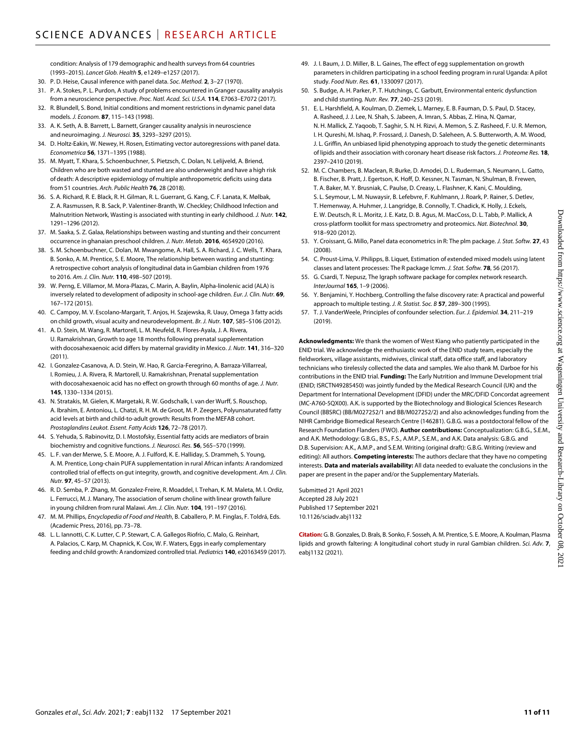condition: Analysis of 179 demographic and health surveys from 64 countries (1993–2015). *Lancet Glob. Health* **5**, e1249–e1257 (2017).

30. P. D. Heise, Causal inference with panel data. *Soc. Method.* **2**, 3–27 (1970).
31. P. A. Stokes, P. L. Purdon, A study of problems encountered in Granger causality analysis from a neuroscience perspective. *Proc. Natl. Acad. Sci. U.S.A.* **114**, E7063–E7072 (2017).
32. R. Blundell, S. Bond, Initial conditions and moment restrictions in dynamic panel data models. *J. Econom.* **87**, 115–143 (1998).
33. A. K. Seth, A. B. Barrett, L. Barnett, Granger causality analysis in neuroscience and neuroimaging. *J. Neurosci.* **35**, 3293–3297 (2015).
34. D. Holtz-Eakin, W. Newey, H. Rosen, Estimating vector autoregressions with panel data. *Econometrica* **56**, 1371–1395 (1988).
35. M. Myatt, T. Khara, S. Schoenbuchner, S. Pietzsch, C. Dolan, N. Lelijveld, A. Briend, Children who are both wasted and stunted are also underweight and have a high risk of death: A descriptive epidemiology of multiple anthropometric deficits using data from 51 countries. *Arch. Public Health* **76**, 28 (2018).
36. S. A. Richard, R. E. Black, R. H. Gilman, R. L. Guerrant, G. Kang, C. F. Lanata, K. Mølbak, Z. A. Rasmussen, R. B. Sack, P. Valentiner-Branth, W. Checkley; Childhood Infection and Malnutrition Network, Wasting is associated with stunting in early childhood. *J. Nutr.* **142**, 1291–1296 (2012).
37. M. Saaka, S. Z. Galaa, Relationships between wasting and stunting and their concurrent occurrence in ghanaian preschool children. *J. Nutr. Metab.* **2016**, 4654920 (2016).
38. S. M. Schoenbuchner, C. Dolan, M. Mwangome, A. Hall, S. A. Richard, J. C. Wells, T. Khara, B. Sonko, A. M. Prentice, S. E. Moore, The relationship between wasting and stunting: A retrospective cohort analysis of longitudinal data in Gambian children from 1976 to 2016. *Am. J. Clin. Nutr.* **110**, 498–507 (2019).
39. W. Perng, E. Villamor, M. Mora-Plazas, C. Marin, A. Baylin, Alpha-linolenic acid (ALA) is inversely related to development of adiposity in school-age children. *Eur. J. Clin. Nutr.* **69**, 167–172 (2015).
40. C. Campoy, M. V. Escolano-Margarit, T. Anjos, H. Szajewska, R. Uauy, Omega 3 fatty acids on child growth, visual acuity and neurodevelopment. *Br. J. Nutr.* **107**, S85–S106 (2012).
41. A. D. Stein, M. Wang, R. Martorell, L. M. Neufeld, R. Flores-Ayala, J. A. Rivera, U. Ramakrishnan, Growth to age 18 months following prenatal supplementation with docosahexaenoic acid differs by maternal gravidity in Mexico. *J. Nutr.* **141**, 316–320 (2011).
42. I. Gonzalez-Casanova, A. D. Stein, W. Hao, R. Garcia-Feregrino, A. Barraza-Villarreal, I. Romieu, J. A. Rivera, R. Martorell, U. Ramakrishnan, Prenatal supplementation with docosahexaenoic acid has no effect on growth through 60 months of age. *J. Nutr.* **145**, 1330–1334 (2015).
43. N. Stratakis, M. Gielen, K. Margetaki, R. W. Godschalk, I. van der Wurff, S. Rouschop, A. Ibrahim, E. Antoniou, L. Chatzi, R. H. M. de Groot, M. P. Zeegers, Polyunsaturated fatty acid levels at birth and child-to-adult growth: Results from the MEFAB cohort. *Prostaglandins Leukot. Essent. Fatty Acids* **126**, 72–78 (2017).
44. S. Yehuda, S. Rabinovitz, D. I. Mostofsky, Essential fatty acids are mediators of brain biochemistry and cognitive functions. *J. Neurosci. Res.* **56**, 565–570 (1999).
45. L. F. van der Merwe, S. E. Moore, A. J. Fulford, K. E. Halliday, S. Drammeh, S. Young, A. M. Prentice, Long-chain PUFA supplementation in rural African infants: A randomized controlled trial of effects on gut integrity, growth, and cognitive development. *Am. J. Clin. Nutr.* **97**, 45–57 (2013).
46. R. D. Semba, P. Zhang, M. Gonzalez-Freire, R. Moaddel, I. Trehan, K. M. Maleta, M. I. Ordiz, L. Ferrucci, M. J. Manary, The association of serum choline with linear growth failure in young children from rural Malawi. *Am. J. Clin. Nutr.* **104**, 191–197 (2016).
47. M. M. Phillips, *Encyclopedia of Food and Health*, B. Caballero, P. M. Finglas, F. Toldrá, Eds. (Academic Press, 2016), pp. 73–78.
48. L. L. Iannotti, C. K. Lutter, C. P. Stewart, C. A. Gallegos Riofrío, C. Malo, G. Reinhart, A. Palacios, C. Karp, M. Chapnick, K. Cox, W. F. Waters, Eggs in early complementary feeding and child growth: A randomized controlled trial. *Pediatrics* **140**, e20163459 (2017).
49. J. I. Baum, J. D. Miller, B. L. Gaines, The effect of egg supplementation on growth parameters in children participating in a school feeding program in rural Uganda: A pilot study. *Food Nutr. Res.* **61**, 1330097 (2017).
50. S. Budge, A. H. Parker, P. T. Hutchings, C. Garbutt, Environmental enteric dysfunction and child stunting. *Nutr. Rev.* **77**, 240–253 (2019).
51. E. L. Harshfield, A. Koulman, D. Ziemek, L. Marney, E. B. Fauman, D. S. Paul, D. Stacey, A. Rasheed, J. J. Lee, N. Shah, S. Jabeen, A. Imran, S. Abbas, Z. Hina, N. Qamar, N. H. Mallick, Z. Yaqoob, T. Saghir, S. N. H. Rizvi, A. Memon, S. Z. Rasheed, F. U. R. Memon, I. H. Qureshi, M. Ishaq, P. Frossard, J. Danesh, D. Saleheen, A. S. Butterworth, A. M. Wood, J. L. Griffin, An unbiased lipid phenotyping approach to study the genetic determinants of lipids and their association with coronary heart disease risk factors. *J. Proteome Res.* **18**, 2397–2410 (2019).
52. M. C. Chambers, B. Maclean, R. Burke, D. Amodei, D. L. Ruderman, S. Neumann, L. Gatto, B. Fischer, B. Pratt, J. Egertson, K. Hoff, D. Kessner, N. Tasman, N. Shulman, B. Frewen, T. A. Baker, M. Y. Brusniak, C. Paulse, D. Creasy, L. Flashner, K. Kani, C. Moulding, S. L. Seymour, L. M. Nuwaysir, B. Lefebvre, F. Kuhlmann, J. Roark, P. Rainer, S. Detlev, T. Hemenway, A. Huhmer, J. Langridge, B. Connolly, T. Chadick, K. Holly, J. Eckels, E. W. Deutsch, R. L. Moritz, J. E. Katz, D. B. Agus, M. MacCoss, D. L. Tabb, P. Mallick, A cross-platform toolkit for mass spectrometry and proteomics. *Nat. Biotechnol.* **30**, 918–920 (2012).
53. Y. Croissant, G. Millo, Panel data econometrics in R: The plm package. *J. Stat. Softw.* **27**, 43 (2008).
54. C. Proust-Lima, V. Philipps, B. Liquet, Estimation of extended mixed models using latent classes and latent processes: The R package lcmm. *J. Stat. Softw.* **78**, 56 (2017).
55. G. Csardi, T. Nepusz, The Igraph software package for complex network research. *InterJournal* **165**, 1–9 (2006).
56. Y. Benjamini, Y. Hochberg, Controlling the false discovery rate: A practical and powerful approach to multiple testing. *J. R. Statist. Soc. B* **57**, 289–300 (1995).
57. T. J. VanderWeele, Principles of confounder selection. *Eur. J. Epidemiol.* **34**, 211–219 (2019).

**Acknowledgments:** We thank the women of West Kiang who patiently participated in the ENID trial. We acknowledge the enthusiastic work of the ENID study team, especially the fieldworkers, village assistants, midwives, clinical staff, data office staff, and laboratory technicians who tirelessly collected the data and samples. We also thank M. Darboe for his contributions in the ENID trial. **Funding:** The Early Nutrition and Immune Development trial (ENID; ISRCTN49285450) was jointly funded by the Medical Research Council (UK) and the Department for International Development (DFID) under the MRC/DFID Concordat agreement (MC-A760-5QX00). A.K. is supported by the Biotechnology and Biological Sciences Research Council (BBSRC) (BB/M027252/1 and BB/M027252/2) and also acknowledges funding from the NIHR Cambridge Biomedical Research Centre (146281). G.B.G. was a postdoctoral fellow of the Research Foundation Flanders (FWO). **Author contributions:** Conceptualization: G.B.G., S.E.M., and A.K. Methodology: G.B.G., B.S., F.S., A.M.P., S.E.M., and A.K. Data analysis: G.B.G. and D.B. Supervision: A.K., A.M.P., and S.E.M. Writing (original draft): G.B.G. Writing (review and editing): All authors. **Competing interests:** The authors declare that they have no competing interests. **Data and materials availability:** All data needed to evaluate the conclusions in the paper are present in the paper and/or the Supplementary Materials.

Submitted 21 April 2021
Accepted 28 July 2021
Published 17 September 2021
10.1126/sciadv.abj1132

**Citation:** G. B. Gonzales, D. Brals, B. Sonko, F. Sosseh, A. M. Prentice, S. E. Moore, A. Koulman, Plasma lipids and growth faltering: A longitudinal cohort study in rural Gambian children. *Sci. Adv.* **7**, eabj1132 (2021).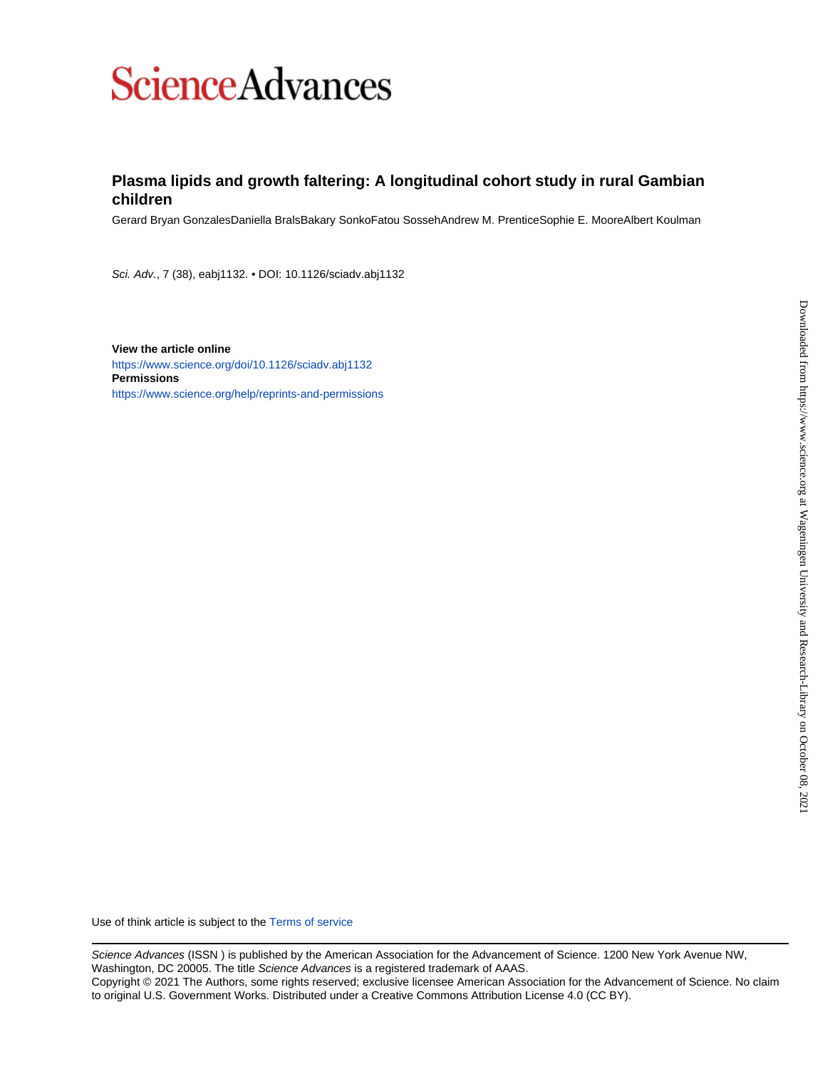# Science Advances

## Plasma lipids and growth faltering: A longitudinal cohort study in rural Gambian children

Gerard Bryan GonzalesDaniella BralsBakary SonkoFatou SossehAndrew M. PrenticeSophie E. MooreAlbert Koulman

*Sci. Adv.*, 7 (38), eabj1132. • DOI: 10.1126/sciadv.abj1132

**View the article online**
https://www.science.org/doi/10.1126/sciadv.abj1132
**Permissions**
https://www.science.org/help/reprints-and-permissions

Use of think article is subject to the Terms of service

*Science Advances* (ISSN ) is published by the American Association for the Advancement of Science. 1200 New York Avenue NW, Washington, DC 20005. The title *Science Advances* is a registered trademark of AAAS.
Copyright © 2021 The Authors, some rights reserved; exclusive licensee American Association for the Advancement of Science. No claim to original U.S. Government Works. Distributed under a Creative Commons Attribution License 4.0 (CC BY).